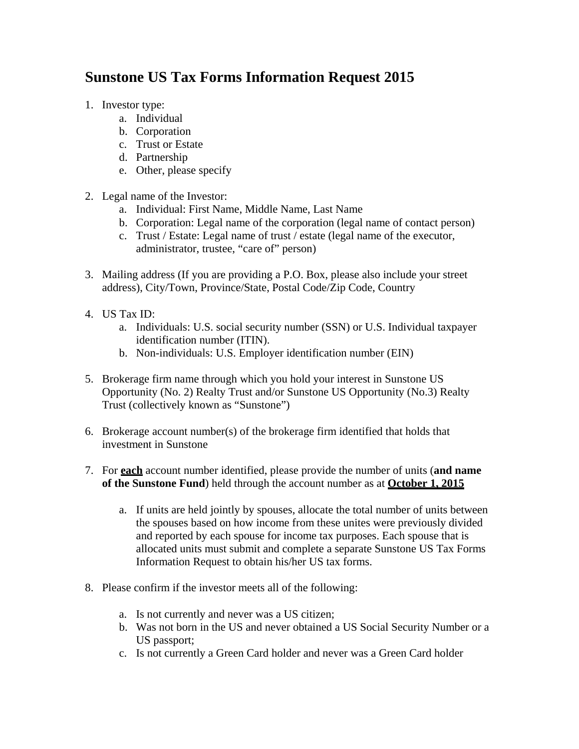# Sunstone US Tax Forms Information Request 2015

1. Investor type:
    a. Individual
    b. Corporation
    c. Trust or Estate
    d. Partnership
    e. Other, please specify

2. Legal name of the Investor:
    a. Individual: First Name, Middle Name, Last Name
    b. Corporation: Legal name of the corporation (legal name of contact person)
    c. Trust / Estate: Legal name of trust / estate (legal name of the executor, administrator, trustee, "care of" person)

3. Mailing address (If you are providing a P.O. Box, please also include your street address), City/Town, Province/State, Postal Code/Zip Code, Country

4. US Tax ID:
    a. Individuals: U.S. social security number (SSN) or U.S. Individual taxpayer identification number (ITIN).
    b. Non-individuals: U.S. Employer identification number (EIN)

5. Brokerage firm name through which you hold your interest in Sunstone US Opportunity (No. 2) Realty Trust and/or Sunstone US Opportunity (No.3) Realty Trust (collectively known as "Sunstone")

6. Brokerage account number(s) of the brokerage firm identified that holds that investment in Sunstone

7. For **<u>each</u>** account number identified, please provide the number of units (**and name of the Sunstone Fund**) held through the account number as at **<u>October 1, 2015</u>**

    a. If units are held jointly by spouses, allocate the total number of units between the spouses based on how income from these unites were previously divided and reported by each spouse for income tax purposes. Each spouse that is allocated units must submit and complete a separate Sunstone US Tax Forms Information Request to obtain his/her US tax forms.

8. Please confirm if the investor meets all of the following:

    a. Is not currently and never was a US citizen;
    b. Was not born in the US and never obtained a US Social Security Number or a US passport;
    c. Is not currently a Green Card holder and never was a Green Card holder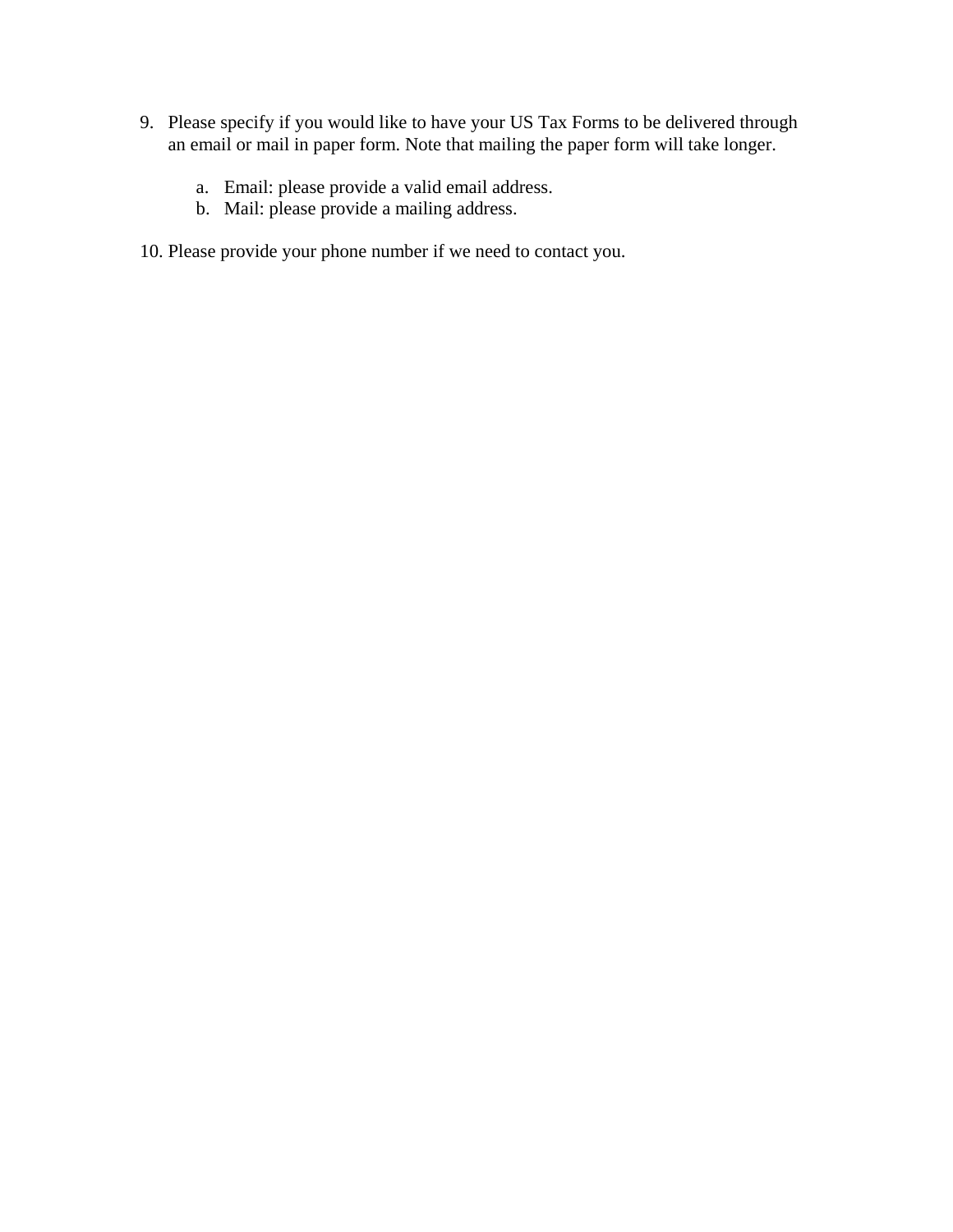9. Please specify if you would like to have your US Tax Forms to be delivered through an email or mail in paper form. Note that mailing the paper form will take longer.

    a. Email: please provide a valid email address.
    b. Mail: please provide a mailing address.

10. Please provide your phone number if we need to contact you.